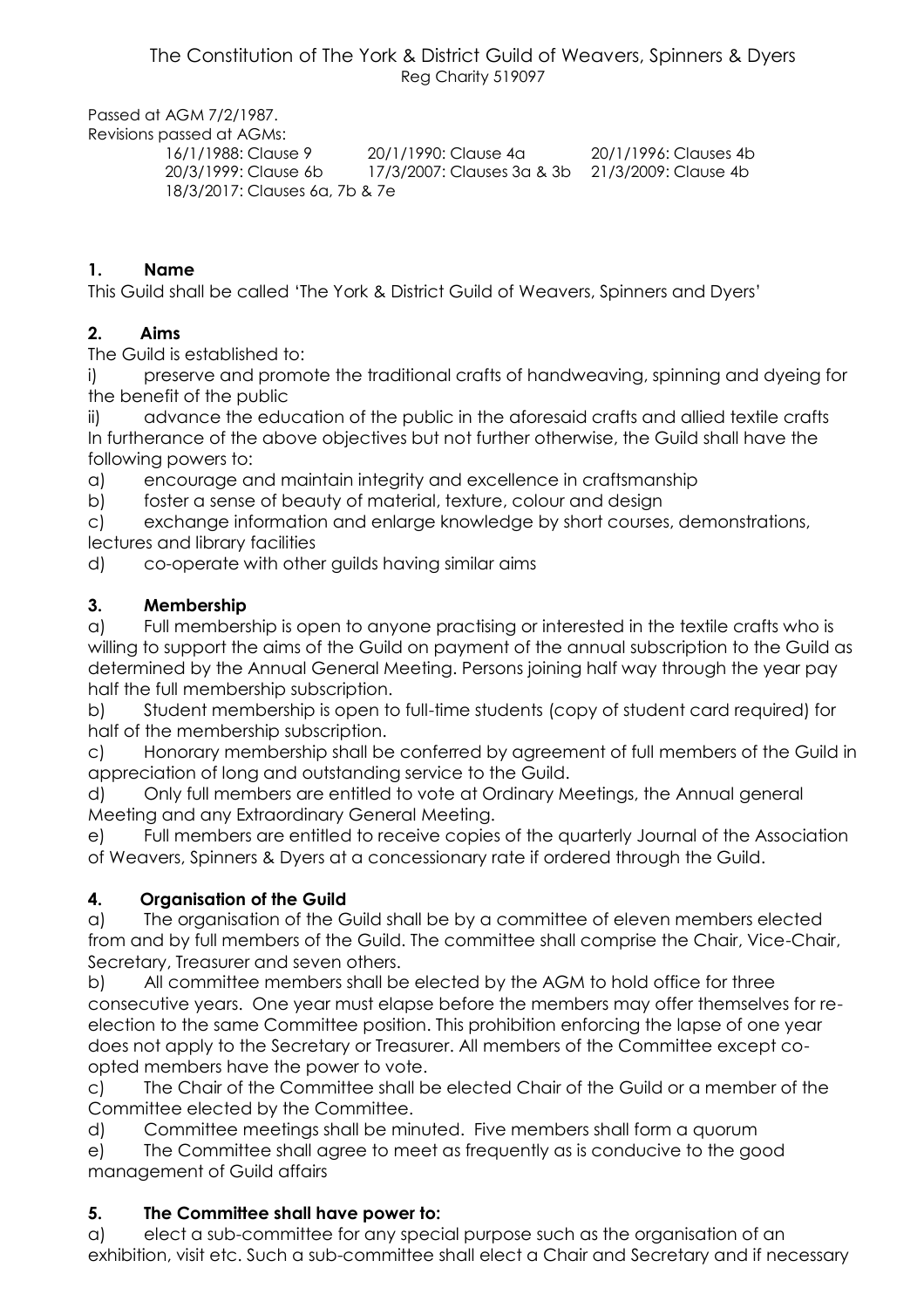# The Constitution of The York & District Guild of Weavers, Spinners & Dyers

Reg Charity 519097

Passed at AGM 7/2/1987.
Revisions passed at AGMs:

16/1/1988: Clause 9 20/1/1990: Clause 4a 20/1/1996: Clauses 4b
20/3/1999: Clause 6b 17/3/2007: Clauses 3a & 3b 21/3/2009: Clause 4b
18/3/2017: Clauses 6a, 7b & 7e

## 1. Name

This Guild shall be called 'The York & District Guild of Weavers, Spinners and Dyers'

## 2. Aims

The Guild is established to:

i) preserve and promote the traditional crafts of handweaving, spinning and dyeing for the benefit of the public

ii) advance the education of the public in the aforesaid crafts and allied textile crafts

In furtherance of the above objectives but not further otherwise, the Guild shall have the following powers to:

a) encourage and maintain integrity and excellence in craftsmanship

b) foster a sense of beauty of material, texture, colour and design

c) exchange information and enlarge knowledge by short courses, demonstrations, lectures and library facilities

d) co-operate with other guilds having similar aims

## 3. Membership

a) Full membership is open to anyone practising or interested in the textile crafts who is willing to support the aims of the Guild on payment of the annual subscription to the Guild as determined by the Annual General Meeting. Persons joining half way through the year pay half the full membership subscription.

b) Student membership is open to full-time students (copy of student card required) for half of the membership subscription.

c) Honorary membership shall be conferred by agreement of full members of the Guild in appreciation of long and outstanding service to the Guild.

d) Only full members are entitled to vote at Ordinary Meetings, the Annual general Meeting and any Extraordinary General Meeting.

e) Full members are entitled to receive copies of the quarterly Journal of the Association of Weavers, Spinners & Dyers at a concessionary rate if ordered through the Guild.

## 4. Organisation of the Guild

a) The organisation of the Guild shall be by a committee of eleven members elected from and by full members of the Guild. The committee shall comprise the Chair, Vice-Chair, Secretary, Treasurer and seven others.

b) All committee members shall be elected by the AGM to hold office for three consecutive years. One year must elapse before the members may offer themselves for re-election to the same Committee position. This prohibition enforcing the lapse of one year does not apply to the Secretary or Treasurer. All members of the Committee except co-opted members have the power to vote.

c) The Chair of the Committee shall be elected Chair of the Guild or a member of the Committee elected by the Committee.

d) Committee meetings shall be minuted. Five members shall form a quorum

e) The Committee shall agree to meet as frequently as is conducive to the good management of Guild affairs

## 5. The Committee shall have power to:

a) elect a sub-committee for any special purpose such as the organisation of an exhibition, visit etc. Such a sub-committee shall elect a Chair and Secretary and if necessary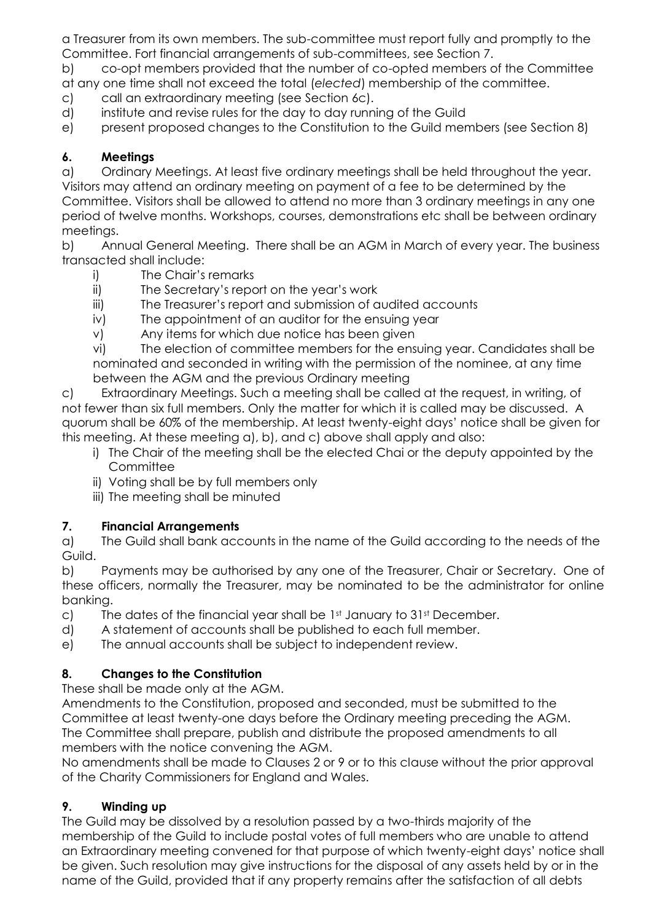a Treasurer from its own members. The sub-committee must report fully and promptly to the Committee. Fort financial arrangements of sub-committees, see Section 7.

b) co-opt members provided that the number of co-opted members of the Committee at any one time shall not exceed the total (*elected*) membership of the committee.

c) call an extraordinary meeting (see Section 6c).

d) institute and revise rules for the day to day running of the Guild

e) present proposed changes to the Constitution to the Guild members (see Section 8)

## 6. Meetings

a) Ordinary Meetings. At least five ordinary meetings shall be held throughout the year. Visitors may attend an ordinary meeting on payment of a fee to be determined by the Committee. Visitors shall be allowed to attend no more than 3 ordinary meetings in any one period of twelve months. Workshops, courses, demonstrations etc shall be between ordinary meetings.

b) Annual General Meeting. There shall be an AGM in March of every year. The business transacted shall include:

- i) The Chair's remarks
- ii) The Secretary's report on the year's work
- iii) The Treasurer's report and submission of audited accounts
- iv) The appointment of an auditor for the ensuing year
- v) Any items for which due notice has been given
- vi) The election of committee members for the ensuing year. Candidates shall be nominated and seconded in writing with the permission of the nominee, at any time between the AGM and the previous Ordinary meeting

c) Extraordinary Meetings. Such a meeting shall be called at the request, in writing, of not fewer than six full members. Only the matter for which it is called may be discussed. A quorum shall be 60% of the membership. At least twenty-eight days' notice shall be given for this meeting. At these meeting a), b), and c) above shall apply and also:

- i) The Chair of the meeting shall be the elected Chai or the deputy appointed by the Committee
- ii) Voting shall be by full members only
- iii) The meeting shall be minuted

## 7. Financial Arrangements

a) The Guild shall bank accounts in the name of the Guild according to the needs of the Guild.

b) Payments may be authorised by any one of the Treasurer, Chair or Secretary. One of these officers, normally the Treasurer, may be nominated to be the administrator for online banking.

c) The dates of the financial year shall be 1st January to 31st December.

d) A statement of accounts shall be published to each full member.

e) The annual accounts shall be subject to independent review.

## 8. Changes to the Constitution

These shall be made only at the AGM.

Amendments to the Constitution, proposed and seconded, must be submitted to the Committee at least twenty-one days before the Ordinary meeting preceding the AGM.

The Committee shall prepare, publish and distribute the proposed amendments to all members with the notice convening the AGM.

No amendments shall be made to Clauses 2 or 9 or to this clause without the prior approval of the Charity Commissioners for England and Wales.

## 9. Winding up

The Guild may be dissolved by a resolution passed by a two-thirds majority of the membership of the Guild to include postal votes of full members who are unable to attend an Extraordinary meeting convened for that purpose of which twenty-eight days' notice shall be given. Such resolution may give instructions for the disposal of any assets held by or in the name of the Guild, provided that if any property remains after the satisfaction of all debts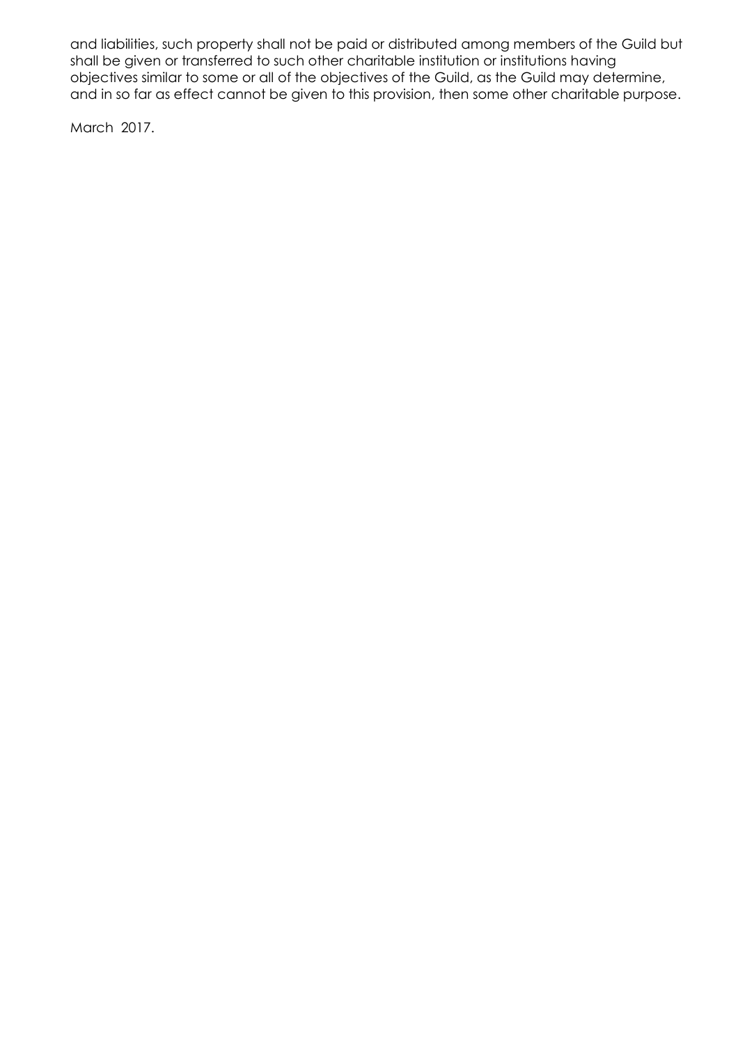and liabilities, such property shall not be paid or distributed among members of the Guild but shall be given or transferred to such other charitable institution or institutions having objectives similar to some or all of the objectives of the Guild, as the Guild may determine, and in so far as effect cannot be given to this provision, then some other charitable purpose.

March 2017.